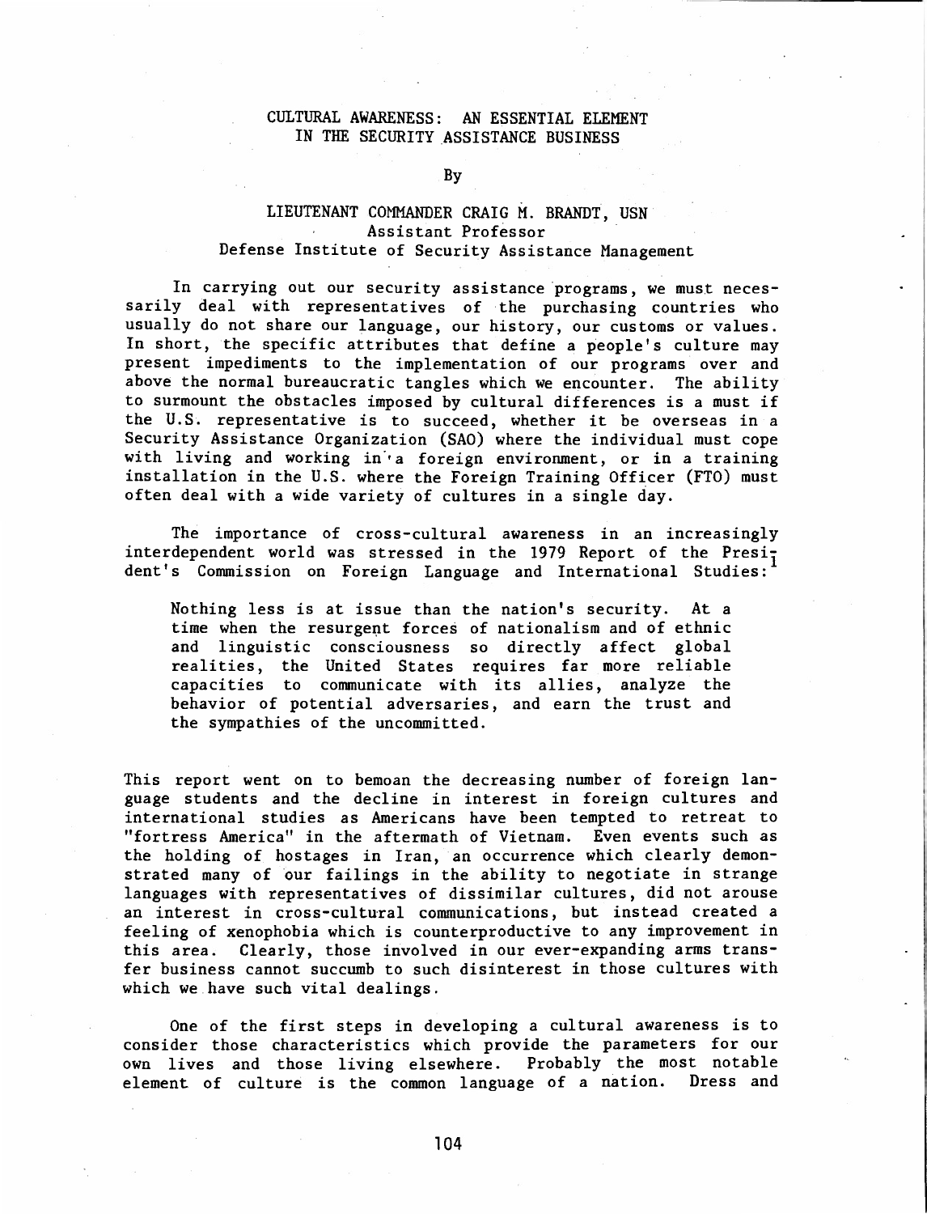# CULTURAL AWARENESS: AN ESSENTIAL ELEMENT IN THE SECURITY ASSISTANCE BUSINESS

By

LIEUTENANT COMMANDER CRAIG M. BRANDT, USN
Assistant Professor
Defense Institute of Security Assistance Management

In carrying out our security assistance programs, we must necessarily deal with representatives of the purchasing countries who usually do not share our language, our history, our customs or values. In short, the specific attributes that define a people's culture may present impediments to the implementation of our programs over and above the normal bureaucratic tangles which we encounter. The ability to surmount the obstacles imposed by cultural differences is a must if the U.S. representative is to succeed, whether it be overseas in a Security Assistance Organization (SAO) where the individual must cope with living and working in a foreign environment, or in a training installation in the U.S. where the Foreign Training Officer (FTO) must often deal with a wide variety of cultures in a single day.

The importance of cross-cultural awareness in an increasingly interdependent world was stressed in the 1979 Report of the President's Commission on Foreign Language and International Studies:[1]

> Nothing less is at issue than the nation's security. At a time when the resurgent forces of nationalism and of ethnic and linguistic consciousness so directly affect global realities, the United States requires far more reliable capacities to communicate with its allies, analyze the behavior of potential adversaries, and earn the trust and the sympathies of the uncommitted.

This report went on to bemoan the decreasing number of foreign language students and the decline in interest in foreign cultures and international studies as Americans have been tempted to retreat to "fortress America" in the aftermath of Vietnam. Even events such as the holding of hostages in Iran, an occurrence which clearly demonstrated many of our failings in the ability to negotiate in strange languages with representatives of dissimilar cultures, did not arouse an interest in cross-cultural communications, but instead created a feeling of xenophobia which is counterproductive to any improvement in this area. Clearly, those involved in our ever-expanding arms transfer business cannot succumb to such disinterest in those cultures with which we have such vital dealings.

One of the first steps in developing a cultural awareness is to consider those characteristics which provide the parameters for our own lives and those living elsewhere. Probably the most notable element of culture is the common language of a nation. Dress and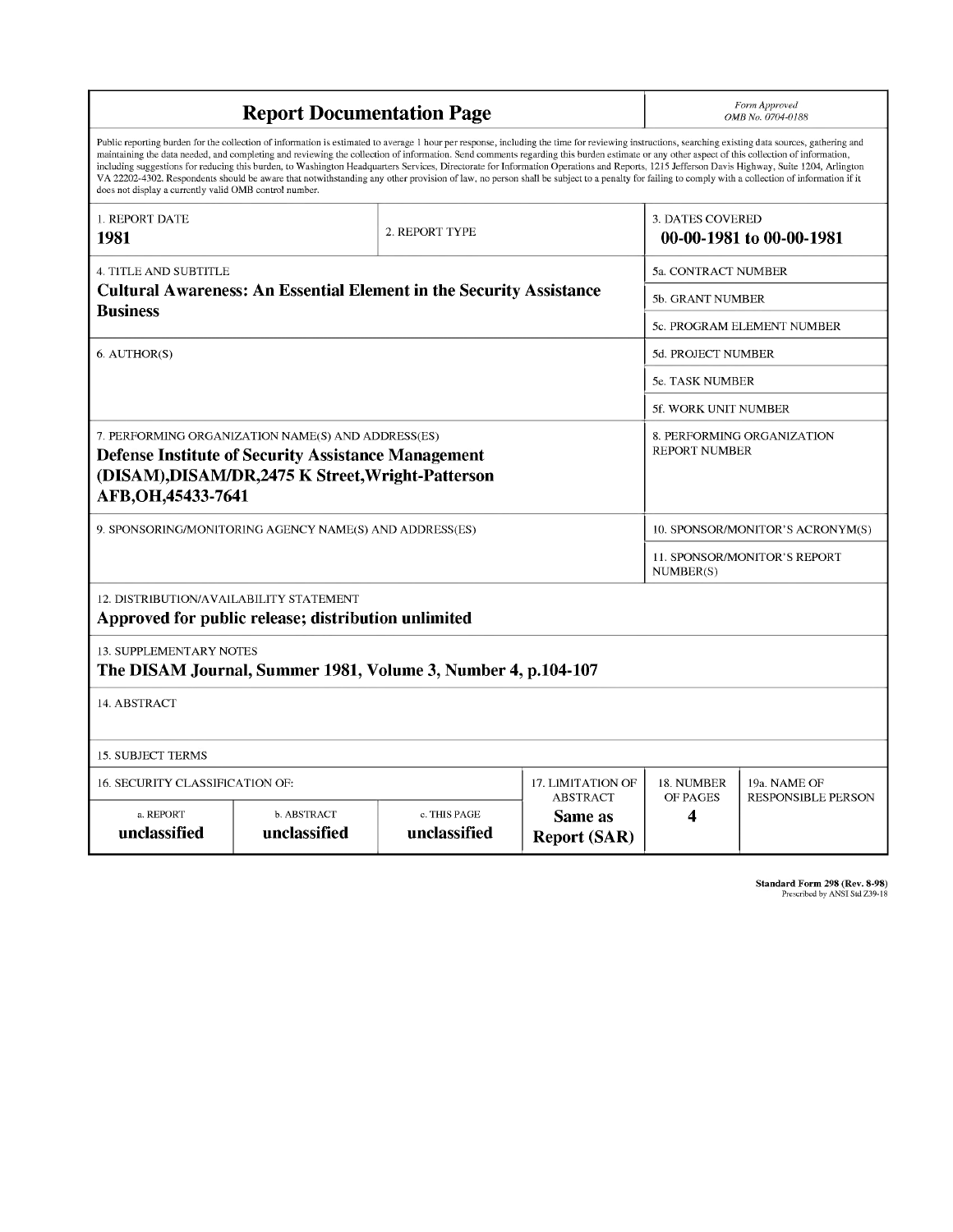# Report Documentation Page

*Form Approved*
*OMB No. 0704-0188*

Public reporting burden for the collection of information is estimated to average 1 hour per response, including the time for reviewing instructions, searching existing data sources, gathering and maintaining the data needed, and completing and reviewing the collection of information. Send comments regarding this burden estimate or any other aspect of this collection of information, including suggestions for reducing this burden, to Washington Headquarters Services, Directorate for Information Operations and Reports, 1215 Jefferson Davis Highway, Suite 1204, Arlington VA 22202-4302. Respondents should be aware that notwithstanding any other provision of law, no person shall be subject to a penalty for failing to comply with a collection of information if it does not display a currently valid OMB control number.

| 1. REPORT DATE | 2. REPORT TYPE | 3. DATES COVERED |
|---|---|---|
| **1981** | | **00-00-1981 to 00-00-1981** |

| 4. TITLE AND SUBTITLE | |
|---|---|
| **Cultural Awareness: An Essential Element in the Security Assistance Business** | 5a. CONTRACT NUMBER |
| | 5b. GRANT NUMBER |
| | 5c. PROGRAM ELEMENT NUMBER |
| 6. AUTHOR(S) | 5d. PROJECT NUMBER |
| | 5e. TASK NUMBER |
| | 5f. WORK UNIT NUMBER |
| 7. PERFORMING ORGANIZATION NAME(S) AND ADDRESS(ES) **Defense Institute of Security Assistance Management (DISAM),DISAM/DR,2475 K Street,Wright-Patterson AFB,OH,45433-7641** | 8. PERFORMING ORGANIZATION REPORT NUMBER |
| 9. SPONSORING/MONITORING AGENCY NAME(S) AND ADDRESS(ES) | 10. SPONSOR/MONITOR'S ACRONYM(S) |
| | 11. SPONSOR/MONITOR'S REPORT NUMBER(S) |

12. DISTRIBUTION/AVAILABILITY STATEMENT
**Approved for public release; distribution unlimited**

13. SUPPLEMENTARY NOTES
**The DISAM Journal, Summer 1981, Volume 3, Number 4, p.104-107**

14. ABSTRACT

15. SUBJECT TERMS

| 16. SECURITY CLASSIFICATION OF: | | | 17. LIMITATION OF ABSTRACT | 18. NUMBER OF PAGES | 19a. NAME OF RESPONSIBLE PERSON |
|---|---|---|---|---|---|
| a. REPORT | b. ABSTRACT | c. THIS PAGE | | | |
| **unclassified** | **unclassified** | **unclassified** | **Same as Report (SAR)** | **4** | |

**Standard Form 298 (Rev. 8-98)**
Prescribed by ANSI Std Z39-18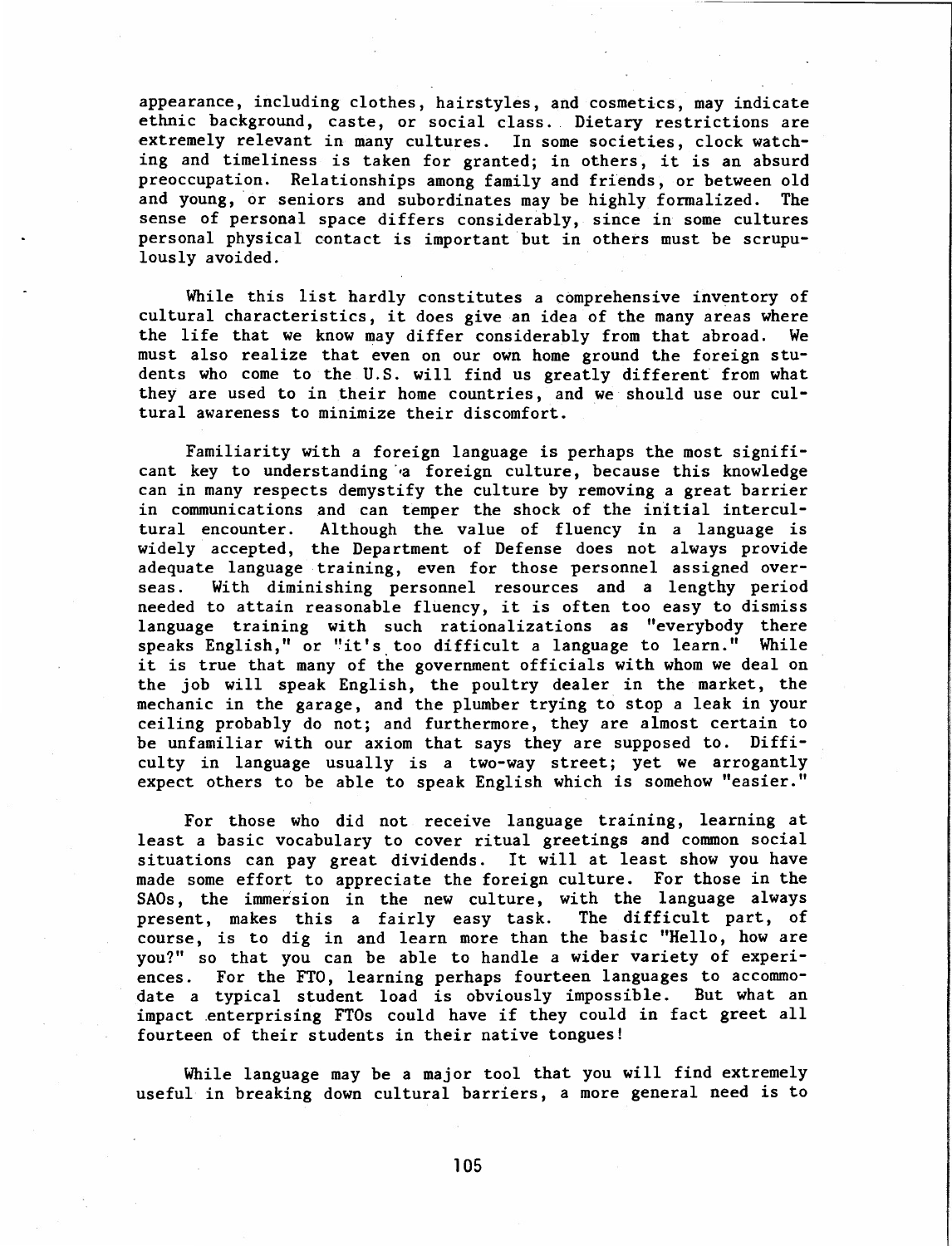appearance, including clothes, hairstyles, and cosmetics, may indicate ethnic background, caste, or social class. Dietary restrictions are extremely relevant in many cultures. In some societies, clock watching and timeliness is taken for granted; in others, it is an absurd preoccupation. Relationships among family and friends, or between old and young, or seniors and subordinates may be highly formalized. The sense of personal space differs considerably, since in some cultures personal physical contact is important but in others must be scrupulously avoided.

While this list hardly constitutes a comprehensive inventory of cultural characteristics, it does give an idea of the many areas where the life that we know may differ considerably from that abroad. We must also realize that even on our own home ground the foreign students who come to the U.S. will find us greatly different from what they are used to in their home countries, and we should use our cultural awareness to minimize their discomfort.

Familiarity with a foreign language is perhaps the most significant key to understanding a foreign culture, because this knowledge can in many respects demystify the culture by removing a great barrier in communications and can temper the shock of the initial intercultural encounter. Although the value of fluency in a language is widely accepted, the Department of Defense does not always provide adequate language training, even for those personnel assigned overseas. With diminishing personnel resources and a lengthy period needed to attain reasonable fluency, it is often too easy to dismiss language training with such rationalizations as "everybody there speaks English," or "it's too difficult a language to learn." While it is true that many of the government officials with whom we deal on the job will speak English, the poultry dealer in the market, the mechanic in the garage, and the plumber trying to stop a leak in your ceiling probably do not; and furthermore, they are almost certain to be unfamiliar with our axiom that says they are supposed to. Difficulty in language usually is a two-way street; yet we arrogantly expect others to be able to speak English which is somehow "easier."

For those who did not receive language training, learning at least a basic vocabulary to cover ritual greetings and common social situations can pay great dividends. It will at least show you have made some effort to appreciate the foreign culture. For those in the SAOs, the immersion in the new culture, with the language always present, makes this a fairly easy task. The difficult part, of course, is to dig in and learn more than the basic "Hello, how are you?" so that you can be able to handle a wider variety of experiences. For the FTO, learning perhaps fourteen languages to accommodate a typical student load is obviously impossible. But what an impact enterprising FTOs could have if they could in fact greet all fourteen of their students in their native tongues!

While language may be a major tool that you will find extremely useful in breaking down cultural barriers, a more general need is to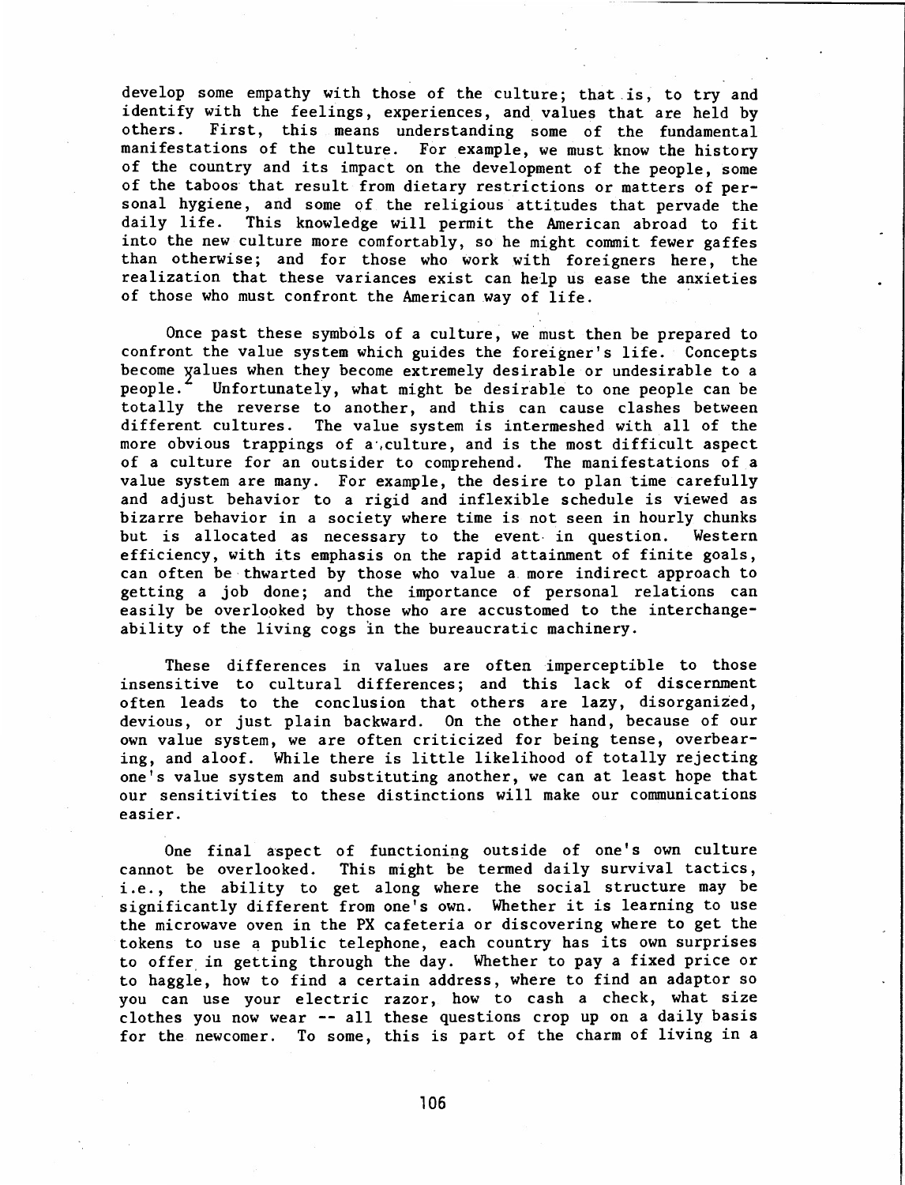develop some empathy with those of the culture; that is, to try and identify with the feelings, experiences, and values that are held by others. First, this means understanding some of the fundamental manifestations of the culture. For example, we must know the history of the country and its impact on the development of the people, some of the taboos that result from dietary restrictions or matters of personal hygiene, and some of the religious attitudes that pervade the daily life. This knowledge will permit the American abroad to fit into the new culture more comfortably, so he might commit fewer gaffes than otherwise; and for those who work with foreigners here, the realization that these variances exist can help us ease the anxieties of those who must confront the American way of life.

Once past these symbols of a culture, we must then be prepared to confront the value system which guides the foreigner's life. Concepts become values when they become extremely desirable or undesirable to a people.[2] Unfortunately, what might be desirable to one people can be totally the reverse to another, and this can cause clashes between different cultures. The value system is intermeshed with all of the more obvious trappings of a culture, and is the most difficult aspect of a culture for an outsider to comprehend. The manifestations of a value system are many. For example, the desire to plan time carefully and adjust behavior to a rigid and inflexible schedule is viewed as bizarre behavior in a society where time is not seen in hourly chunks but is allocated as necessary to the event in question. Western efficiency, with its emphasis on the rapid attainment of finite goals, can often be thwarted by those who value a more indirect approach to getting a job done; and the importance of personal relations can easily be overlooked by those who are accustomed to the interchangeability of the living cogs in the bureaucratic machinery.

These differences in values are often imperceptible to those insensitive to cultural differences; and this lack of discernment often leads to the conclusion that others are lazy, disorganized, devious, or just plain backward. On the other hand, because of our own value system, we are often criticized for being tense, overbearing, and aloof. While there is little likelihood of totally rejecting one's value system and substituting another, we can at least hope that our sensitivities to these distinctions will make our communications easier.

One final aspect of functioning outside of one's own culture cannot be overlooked. This might be termed daily survival tactics, i.e., the ability to get along where the social structure may be significantly different from one's own. Whether it is learning to use the microwave oven in the PX cafeteria or discovering where to get the tokens to use a public telephone, each country has its own surprises to offer in getting through the day. Whether to pay a fixed price or to haggle, how to find a certain address, where to find an adaptor so you can use your electric razor, how to cash a check, what size clothes you now wear -- all these questions crop up on a daily basis for the newcomer. To some, this is part of the charm of living in a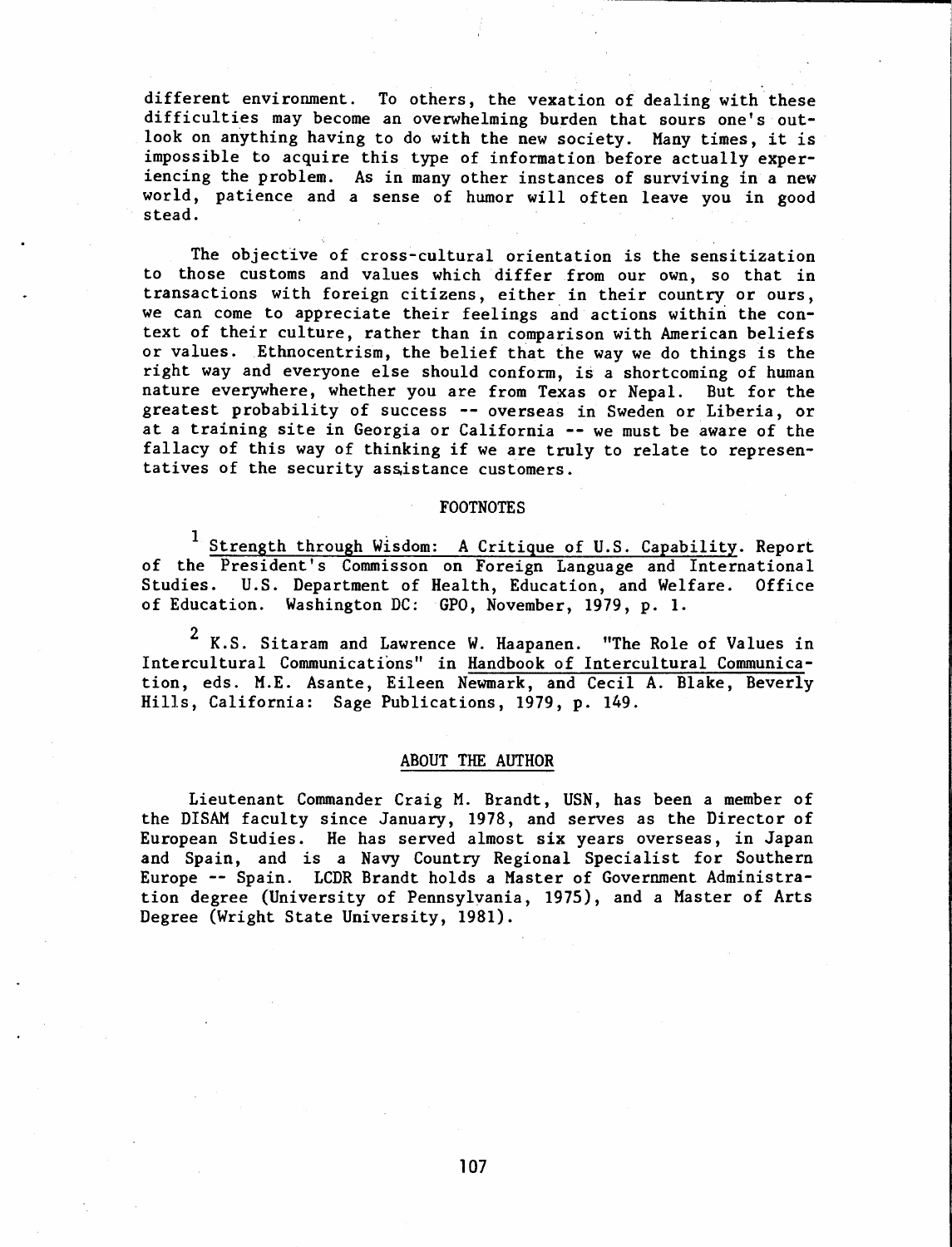different environment. To others, the vexation of dealing with these difficulties may become an overwhelming burden that sours one's outlook on anything having to do with the new society. Many times, it is impossible to acquire this type of information before actually experiencing the problem. As in many other instances of surviving in a new world, patience and a sense of humor will often leave you in good stead.

The objective of cross-cultural orientation is the sensitization to those customs and values which differ from our own, so that in transactions with foreign citizens, either in their country or ours, we can come to appreciate their feelings and actions within the context of their culture, rather than in comparison with American beliefs or values. Ethnocentrism, the belief that the way we do things is the right way and everyone else should conform, is a shortcoming of human nature everywhere, whether you are from Texas or Nepal. But for the greatest probability of success -- overseas in Sweden or Liberia, or at a training site in Georgia or California -- we must be aware of the fallacy of this way of thinking if we are truly to relate to representatives of the security assistance customers.

## FOOTNOTES

[1] Strength through Wisdom: A Critique of U.S. Capability. Report of the President's Commisson on Foreign Language and International Studies. U.S. Department of Health, Education, and Welfare. Office of Education. Washington DC: GPO, November, 1979, p. 1.

[2] K.S. Sitaram and Lawrence W. Haapanen. "The Role of Values in Intercultural Communications" in Handbook of Intercultural Communication, eds. M.E. Asante, Eileen Newmark, and Cecil A. Blake, Beverly Hills, California: Sage Publications, 1979, p. 149.

## ABOUT THE AUTHOR

Lieutenant Commander Craig M. Brandt, USN, has been a member of the DISAM faculty since January, 1978, and serves as the Director of European Studies. He has served almost six years overseas, in Japan and Spain, and is a Navy Country Regional Specialist for Southern Europe -- Spain. LCDR Brandt holds a Master of Government Administration degree (University of Pennsylvania, 1975), and a Master of Arts Degree (Wright State University, 1981).